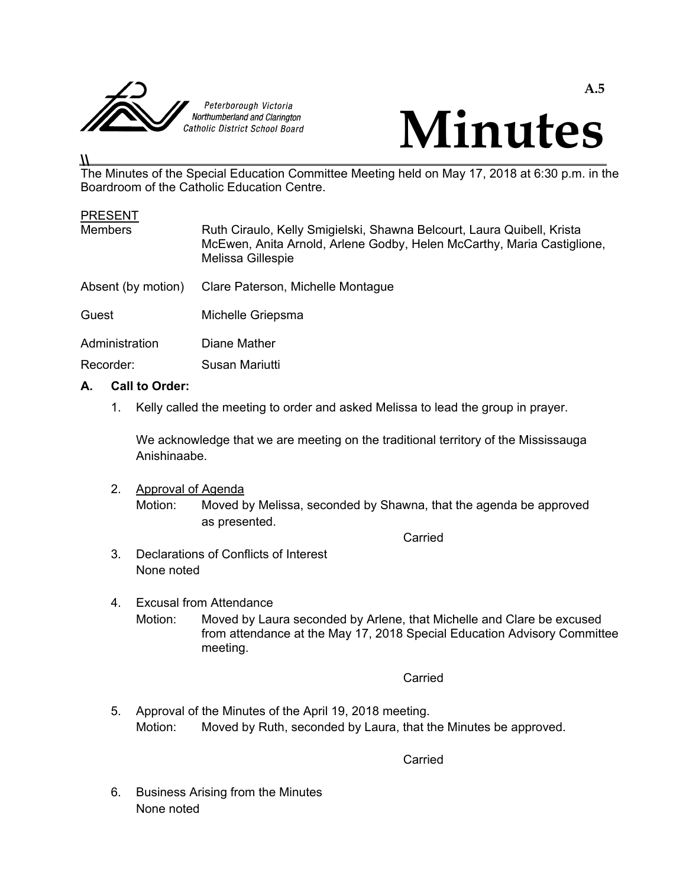Peterborough Victoria Northumberland and Clarington Catholic District School Board

A.5

# Minutes

The Minutes of the Special Education Committee Meeting held on May 17, 2018 at 6:30 p.m. in the Boardroom of the Catholic Education Centre.

PRESENT

| | |
|---|---|
| Members | Ruth Ciraulo, Kelly Smigielski, Shawna Belcourt, Laura Quibell, Krista McEwen, Anita Arnold, Arlene Godby, Helen McCarthy, Maria Castiglione, Melissa Gillespie |
| Absent (by motion) | Clare Paterson, Michelle Montague |
| Guest | Michelle Griepsma |
| Administration | Diane Mather |
| Recorder: | Susan Mariutti |

## A. Call to Order:

1. Kelly called the meeting to order and asked Melissa to lead the group in prayer.

   We acknowledge that we are meeting on the traditional territory of the Mississauga Anishinaabe.

2. Approval of Agenda

   Motion: Moved by Melissa, seconded by Shawna, that the agenda be approved as presented.

   Carried

3. Declarations of Conflicts of Interest

   None noted

4. Excusal from Attendance

   Motion: Moved by Laura seconded by Arlene, that Michelle and Clare be excused from attendance at the May 17, 2018 Special Education Advisory Committee meeting.

   Carried

5. Approval of the Minutes of the April 19, 2018 meeting.

   Motion: Moved by Ruth, seconded by Laura, that the Minutes be approved.

   Carried

6. Business Arising from the Minutes

   None noted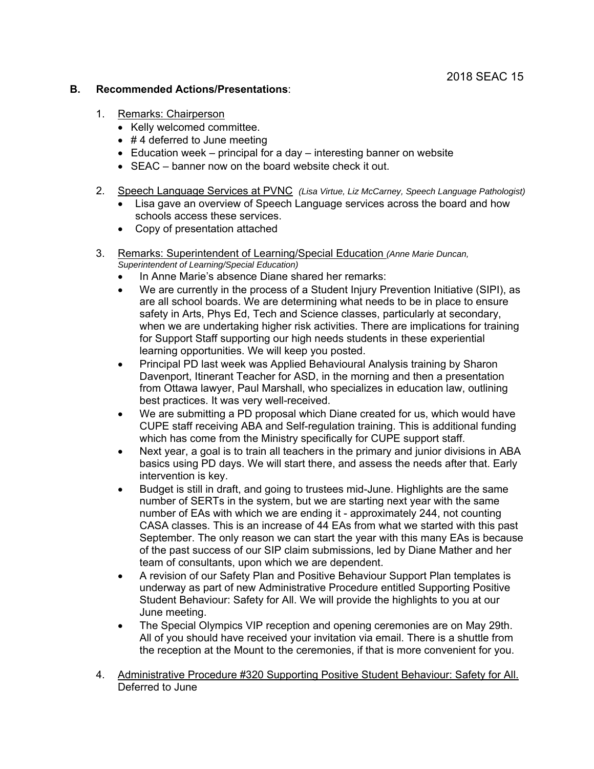## B. Recommended Actions/Presentations:

1. <u>Remarks: Chairperson</u>
   - Kelly welcomed committee.
   - # 4 deferred to June meeting
   - Education week – principal for a day – interesting banner on website
   - SEAC – banner now on the board website check it out.

2. <u>Speech Language Services at PVNC</u> *(Lisa Virtue, Liz McCarney, Speech Language Pathologist)*
   - Lisa gave an overview of Speech Language services across the board and how schools access these services.
   - Copy of presentation attached

3. <u>Remarks: Superintendent of Learning/Special Education</u> *(Anne Marie Duncan, Superintendent of Learning/Special Education)*
   - In Anne Marie's absence Diane shared her remarks:
   - We are currently in the process of a Student Injury Prevention Initiative (SIPI), as are all school boards. We are determining what needs to be in place to ensure safety in Arts, Phys Ed, Tech and Science classes, particularly at secondary, when we are undertaking higher risk activities. There are implications for training for Support Staff supporting our high needs students in these experiential learning opportunities. We will keep you posted.
   - Principal PD last week was Applied Behavioural Analysis training by Sharon Davenport, Itinerant Teacher for ASD, in the morning and then a presentation from Ottawa lawyer, Paul Marshall, who specializes in education law, outlining best practices. It was very well-received.
   - We are submitting a PD proposal which Diane created for us, which would have CUPE staff receiving ABA and Self-regulation training. This is additional funding which has come from the Ministry specifically for CUPE support staff.
   - Next year, a goal is to train all teachers in the primary and junior divisions in ABA basics using PD days. We will start there, and assess the needs after that. Early intervention is key.
   - Budget is still in draft, and going to trustees mid-June. Highlights are the same number of SERTs in the system, but we are starting next year with the same number of EAs with which we are ending it - approximately 244, not counting CASA classes. This is an increase of 44 EAs from what we started with this past September. The only reason we can start the year with this many EAs is because of the past success of our SIP claim submissions, led by Diane Mather and her team of consultants, upon which we are dependent.
   - A revision of our Safety Plan and Positive Behaviour Support Plan templates is underway as part of new Administrative Procedure entitled Supporting Positive Student Behaviour: Safety for All. We will provide the highlights to you at our June meeting.
   - The Special Olympics VIP reception and opening ceremonies are on May 29th. All of you should have received your invitation via email. There is a shuttle from the reception at the Mount to the ceremonies, if that is more convenient for you.

4. <u>Administrative Procedure #320 Supporting Positive Student Behaviour: Safety for All.</u>
   Deferred to June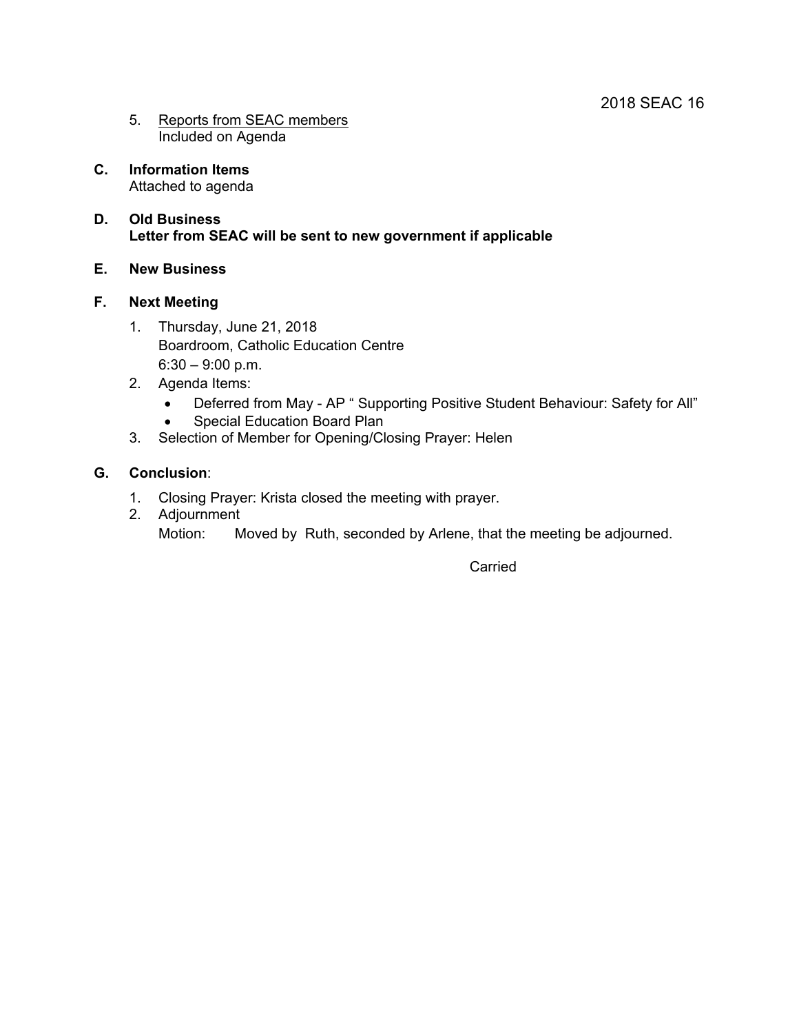5. Reports from SEAC members
   Included on Agenda

**C. Information Items**
Attached to agenda

**D. Old Business**
**Letter from SEAC will be sent to new government if applicable**

**E. New Business**

**F. Next Meeting**

1. Thursday, June 21, 2018
   Boardroom, Catholic Education Centre
   6:30 – 9:00 p.m.
2. Agenda Items:
   - Deferred from May - AP " Supporting Positive Student Behaviour: Safety for All"
   - Special Education Board Plan
3. Selection of Member for Opening/Closing Prayer: Helen

**G. Conclusion**:

1. Closing Prayer: Krista closed the meeting with prayer.
2. Adjournment
   Motion: Moved by Ruth, seconded by Arlene, that the meeting be adjourned.

Carried